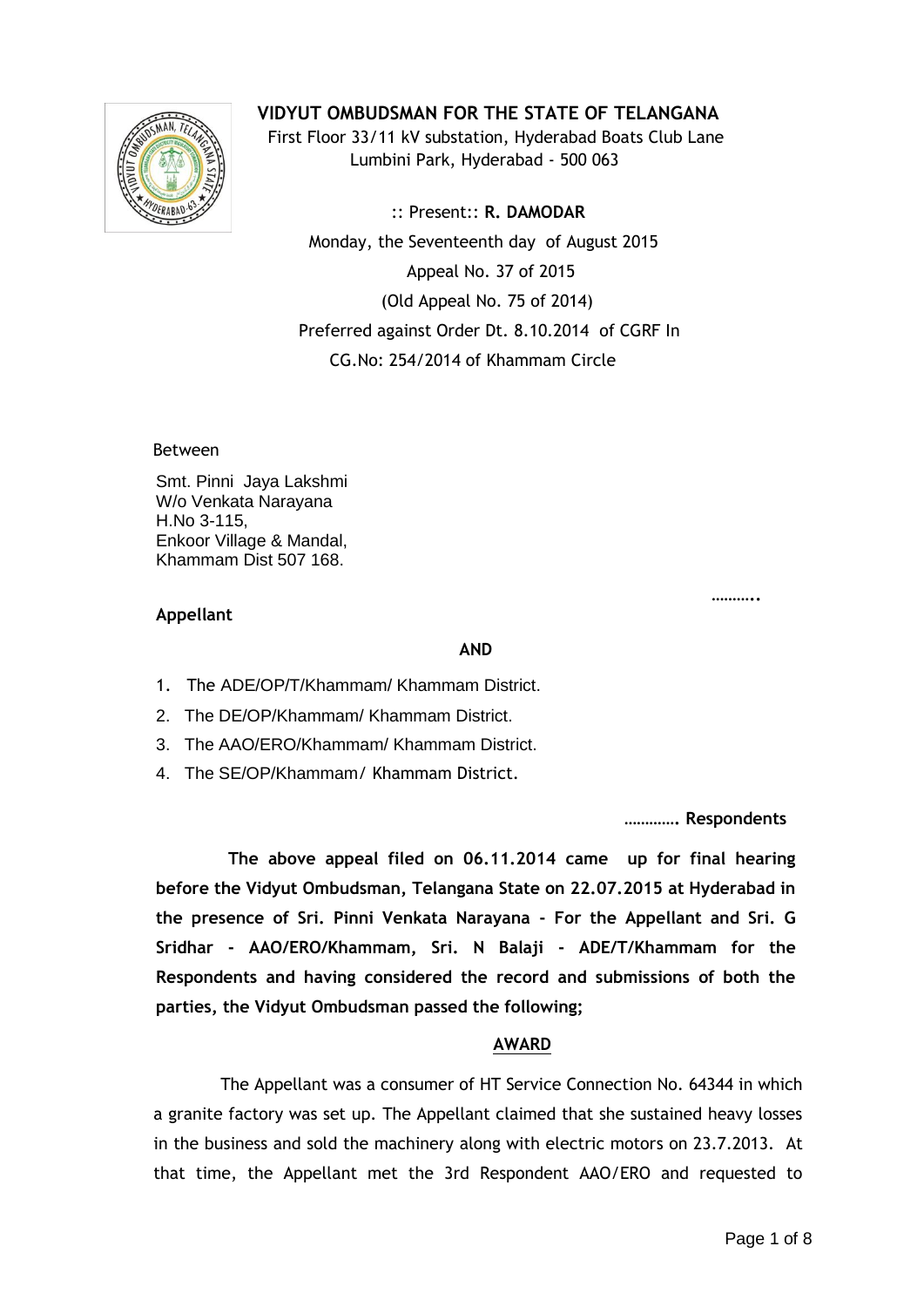# VIDYUT OMBUDSMAN FOR THE STATE OF TELANGANA

First Floor 33/11 kV substation, Hyderabad Boats Club Lane
Lumbini Park, Hyderabad - 500 063

:: Present:: **R. DAMODAR**

Monday, the Seventeenth day of August 2015

Appeal No. 37 of 2015

(Old Appeal No. 75 of 2014)

Preferred against Order Dt. 8.10.2014 of CGRF In
CG.No: 254/2014 of Khammam Circle

Between

Smt. Pinni Jaya Lakshmi
W/o Venkata Narayana
H.No 3-115,
Enkoor Village & Mandal,
Khammam Dist 507 168.

……….. **Appellant**

**AND**

1. The ADE/OP/T/Khammam/ Khammam District.
2. The DE/OP/Khammam/ Khammam District.
3. The AAO/ERO/Khammam/ Khammam District.
4. The SE/OP/Khammam/ Khammam District.

**…………. Respondents**

**The above appeal filed on 06.11.2014 came up for final hearing before the Vidyut Ombudsman, Telangana State on 22.07.2015 at Hyderabad in the presence of Sri. Pinni Venkata Narayana - For the Appellant and Sri. G Sridhar - AAO/ERO/Khammam, Sri. N Balaji - ADE/T/Khammam for the Respondents and having considered the record and submissions of both the parties, the Vidyut Ombudsman passed the following;**

## AWARD

The Appellant was a consumer of HT Service Connection No. 64344 in which a granite factory was set up. The Appellant claimed that she sustained heavy losses in the business and sold the machinery along with electric motors on 23.7.2013. At that time, the Appellant met the 3rd Respondent AAO/ERO and requested to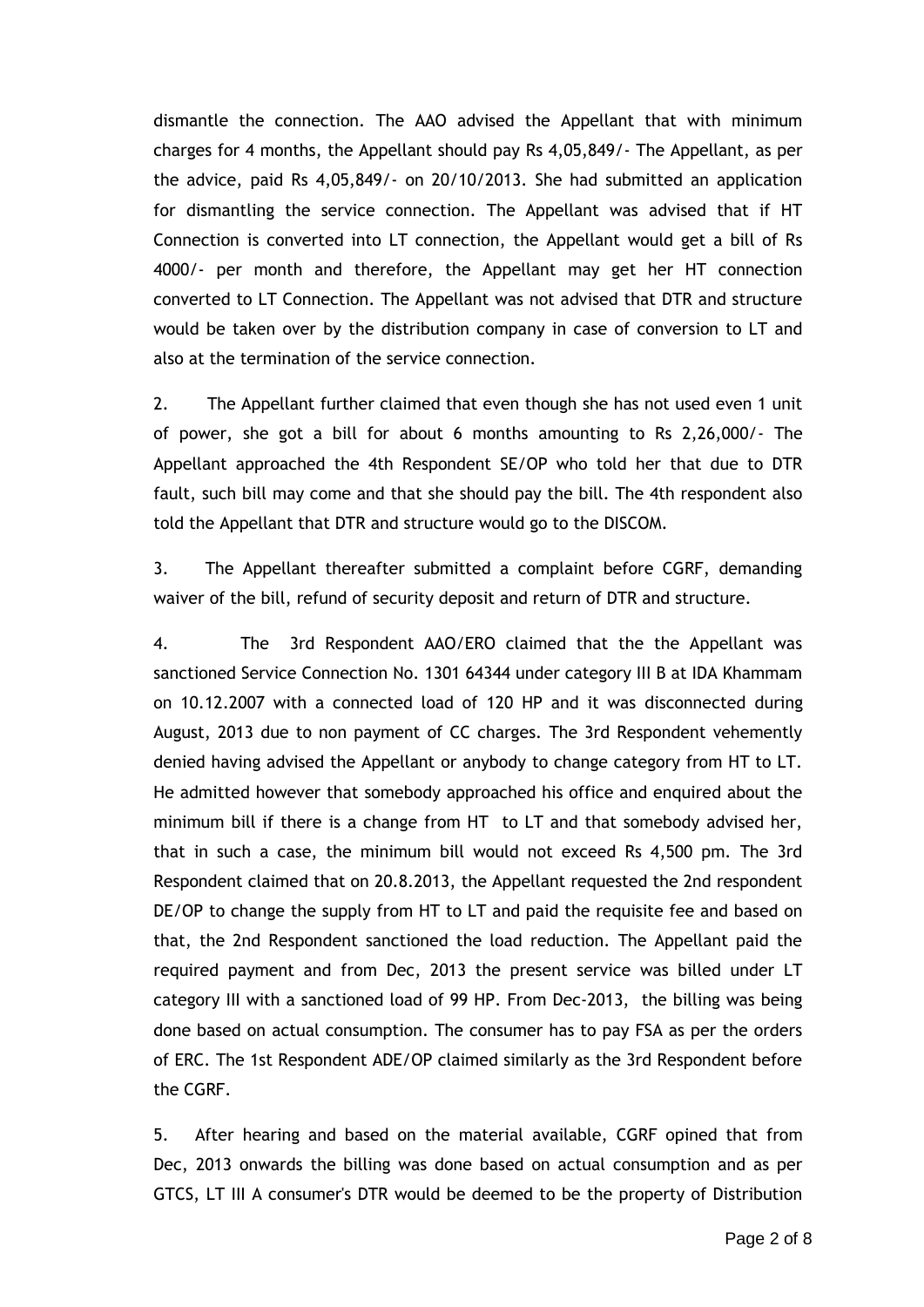dismantle the connection. The AAO advised the Appellant that with minimum charges for 4 months, the Appellant should pay Rs 4,05,849/- The Appellant, as per the advice, paid Rs 4,05,849/- on 20/10/2013. She had submitted an application for dismantling the service connection. The Appellant was advised that if HT Connection is converted into LT connection, the Appellant would get a bill of Rs 4000/- per month and therefore, the Appellant may get her HT connection converted to LT Connection. The Appellant was not advised that DTR and structure would be taken over by the distribution company in case of conversion to LT and also at the termination of the service connection.

2. The Appellant further claimed that even though she has not used even 1 unit of power, she got a bill for about 6 months amounting to Rs 2,26,000/- The Appellant approached the 4th Respondent SE/OP who told her that due to DTR fault, such bill may come and that she should pay the bill. The 4th respondent also told the Appellant that DTR and structure would go to the DISCOM.

3. The Appellant thereafter submitted a complaint before CGRF, demanding waiver of the bill, refund of security deposit and return of DTR and structure.

4. The 3rd Respondent AAO/ERO claimed that the the Appellant was sanctioned Service Connection No. 1301 64344 under category III B at IDA Khammam on 10.12.2007 with a connected load of 120 HP and it was disconnected during August, 2013 due to non payment of CC charges. The 3rd Respondent vehemently denied having advised the Appellant or anybody to change category from HT to LT. He admitted however that somebody approached his office and enquired about the minimum bill if there is a change from HT to LT and that somebody advised her, that in such a case, the minimum bill would not exceed Rs 4,500 pm. The 3rd Respondent claimed that on 20.8.2013, the Appellant requested the 2nd respondent DE/OP to change the supply from HT to LT and paid the requisite fee and based on that, the 2nd Respondent sanctioned the load reduction. The Appellant paid the required payment and from Dec, 2013 the present service was billed under LT category III with a sanctioned load of 99 HP. From Dec-2013, the billing was being done based on actual consumption. The consumer has to pay FSA as per the orders of ERC. The 1st Respondent ADE/OP claimed similarly as the 3rd Respondent before the CGRF.

5. After hearing and based on the material available, CGRF opined that from Dec, 2013 onwards the billing was done based on actual consumption and as per GTCS, LT III A consumer's DTR would be deemed to be the property of Distribution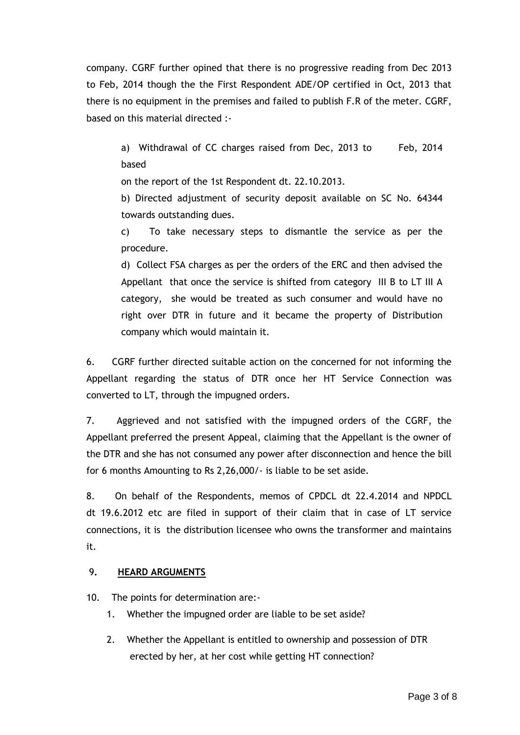company. CGRF further opined that there is no progressive reading from Dec 2013 to Feb, 2014 though the the First Respondent ADE/OP certified in Oct, 2013 that there is no equipment in the premises and failed to publish F.R of the meter. CGRF, based on this material directed :-

> a) Withdrawal of CC charges raised from Dec, 2013 to Feb, 2014 based
>
> on the report of the 1st Respondent dt. 22.10.2013.
>
> b) Directed adjustment of security deposit available on SC No. 64344 towards outstanding dues.
>
> c) To take necessary steps to dismantle the service as per the procedure.
>
> d) Collect FSA charges as per the orders of the ERC and then advised the Appellant that once the service is shifted from category III B to LT III A category, she would be treated as such consumer and would have no right over DTR in future and it became the property of Distribution company which would maintain it.

6. CGRF further directed suitable action on the concerned for not informing the Appellant regarding the status of DTR once her HT Service Connection was converted to LT, through the impugned orders.

7. Aggrieved and not satisfied with the impugned orders of the CGRF, the Appellant preferred the present Appeal, claiming that the Appellant is the owner of the DTR and she has not consumed any power after disconnection and hence the bill for 6 months Amounting to Rs 2,26,000/- is liable to be set aside.

8. On behalf of the Respondents, memos of CPDCL dt 22.4.2014 and NPDCL dt 19.6.2012 etc are filed in support of their claim that in case of LT service connections, it is the distribution licensee who owns the transformer and maintains it.

9. **HEARD ARGUMENTS**

10. The points for determination are:-

1. Whether the impugned order are liable to be set aside?
2. Whether the Appellant is entitled to ownership and possession of DTR erected by her, at her cost while getting HT connection?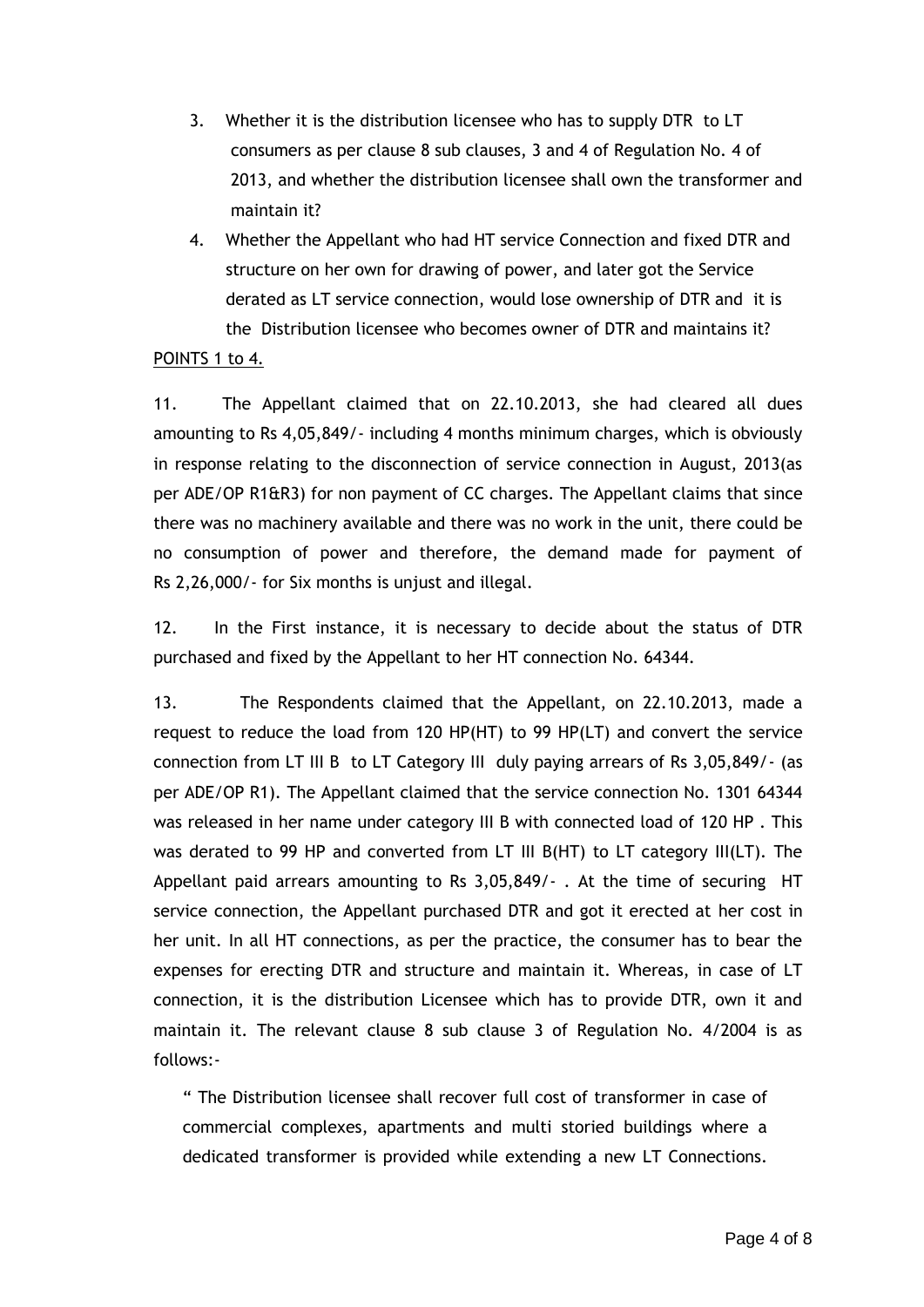3. Whether it is the distribution licensee who has to supply DTR to LT consumers as per clause 8 sub clauses, 3 and 4 of Regulation No. 4 of 2013, and whether the distribution licensee shall own the transformer and maintain it?

4. Whether the Appellant who had HT service Connection and fixed DTR and structure on her own for drawing of power, and later got the Service derated as LT service connection, would lose ownership of DTR and it is the Distribution licensee who becomes owner of DTR and maintains it?

POINTS 1 to 4.

11. The Appellant claimed that on 22.10.2013, she had cleared all dues amounting to Rs 4,05,849/- including 4 months minimum charges, which is obviously in response relating to the disconnection of service connection in August, 2013(as per ADE/OP R1&R3) for non payment of CC charges. The Appellant claims that since there was no machinery available and there was no work in the unit, there could be no consumption of power and therefore, the demand made for payment of Rs 2,26,000/- for Six months is unjust and illegal.

12. In the First instance, it is necessary to decide about the status of DTR purchased and fixed by the Appellant to her HT connection No. 64344.

13. The Respondents claimed that the Appellant, on 22.10.2013, made a request to reduce the load from 120 HP(HT) to 99 HP(LT) and convert the service connection from LT III B to LT Category III duly paying arrears of Rs 3,05,849/- (as per ADE/OP R1). The Appellant claimed that the service connection No. 1301 64344 was released in her name under category III B with connected load of 120 HP . This was derated to 99 HP and converted from LT III B(HT) to LT category III(LT). The Appellant paid arrears amounting to Rs 3,05,849/- . At the time of securing HT service connection, the Appellant purchased DTR and got it erected at her cost in her unit. In all HT connections, as per the practice, the consumer has to bear the expenses for erecting DTR and structure and maintain it. Whereas, in case of LT connection, it is the distribution Licensee which has to provide DTR, own it and maintain it. The relevant clause 8 sub clause 3 of Regulation No. 4/2004 is as follows:-

" The Distribution licensee shall recover full cost of transformer in case of commercial complexes, apartments and multi storied buildings where a dedicated transformer is provided while extending a new LT Connections.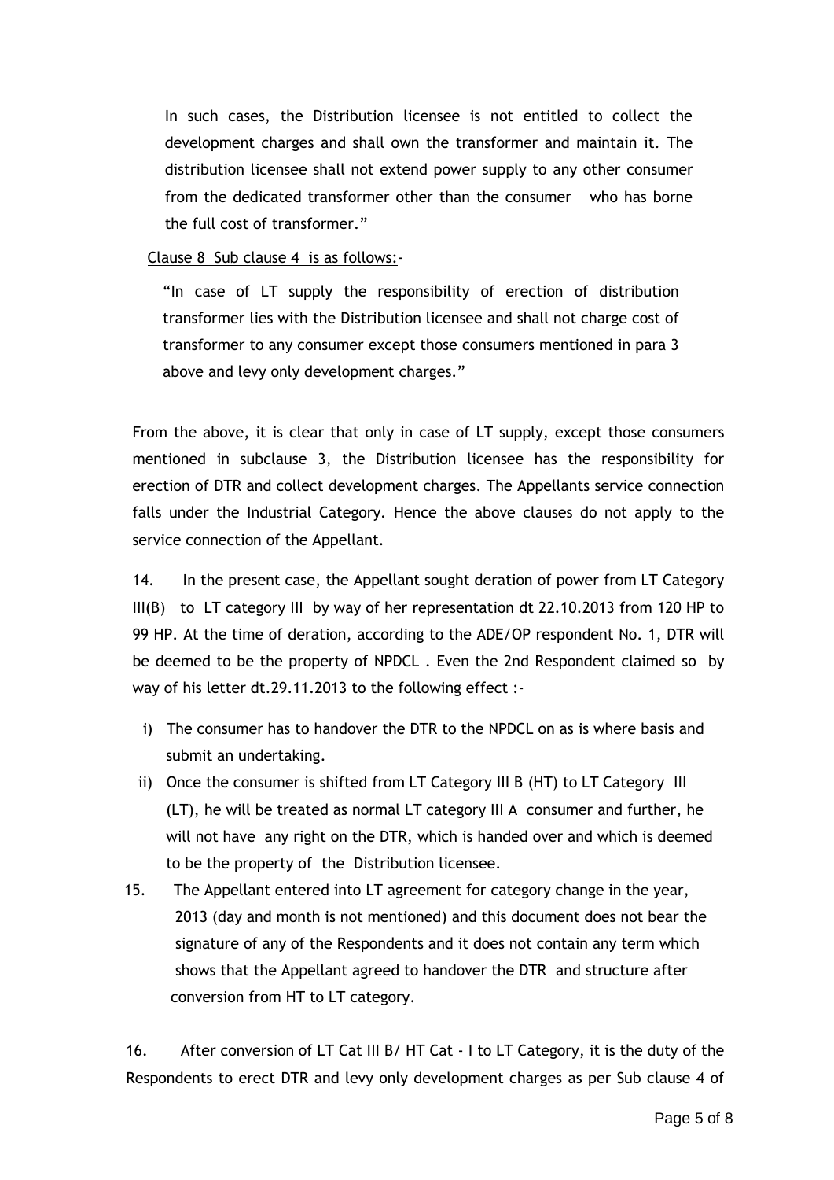In such cases, the Distribution licensee is not entitled to collect the development charges and shall own the transformer and maintain it. The distribution licensee shall not extend power supply to any other consumer from the dedicated transformer other than the consumer who has borne the full cost of transformer."

Clause 8 Sub clause 4 is as follows:-

"In case of LT supply the responsibility of erection of distribution transformer lies with the Distribution licensee and shall not charge cost of transformer to any consumer except those consumers mentioned in para 3 above and levy only development charges."

From the above, it is clear that only in case of LT supply, except those consumers mentioned in subclause 3, the Distribution licensee has the responsibility for erection of DTR and collect development charges. The Appellants service connection falls under the Industrial Category. Hence the above clauses do not apply to the service connection of the Appellant.

14. In the present case, the Appellant sought deration of power from LT Category III(B) to LT category III by way of her representation dt 22.10.2013 from 120 HP to 99 HP. At the time of deration, according to the ADE/OP respondent No. 1, DTR will be deemed to be the property of NPDCL . Even the 2nd Respondent claimed so by way of his letter dt.29.11.2013 to the following effect :-

i) The consumer has to handover the DTR to the NPDCL on as is where basis and submit an undertaking.

ii) Once the consumer is shifted from LT Category III B (HT) to LT Category III (LT), he will be treated as normal LT category III A consumer and further, he will not have any right on the DTR, which is handed over and which is deemed to be the property of the Distribution licensee.

15. The Appellant entered into LT agreement for category change in the year, 2013 (day and month is not mentioned) and this document does not bear the signature of any of the Respondents and it does not contain any term which shows that the Appellant agreed to handover the DTR and structure after conversion from HT to LT category.

16. After conversion of LT Cat III B/ HT Cat - I to LT Category, it is the duty of the Respondents to erect DTR and levy only development charges as per Sub clause 4 of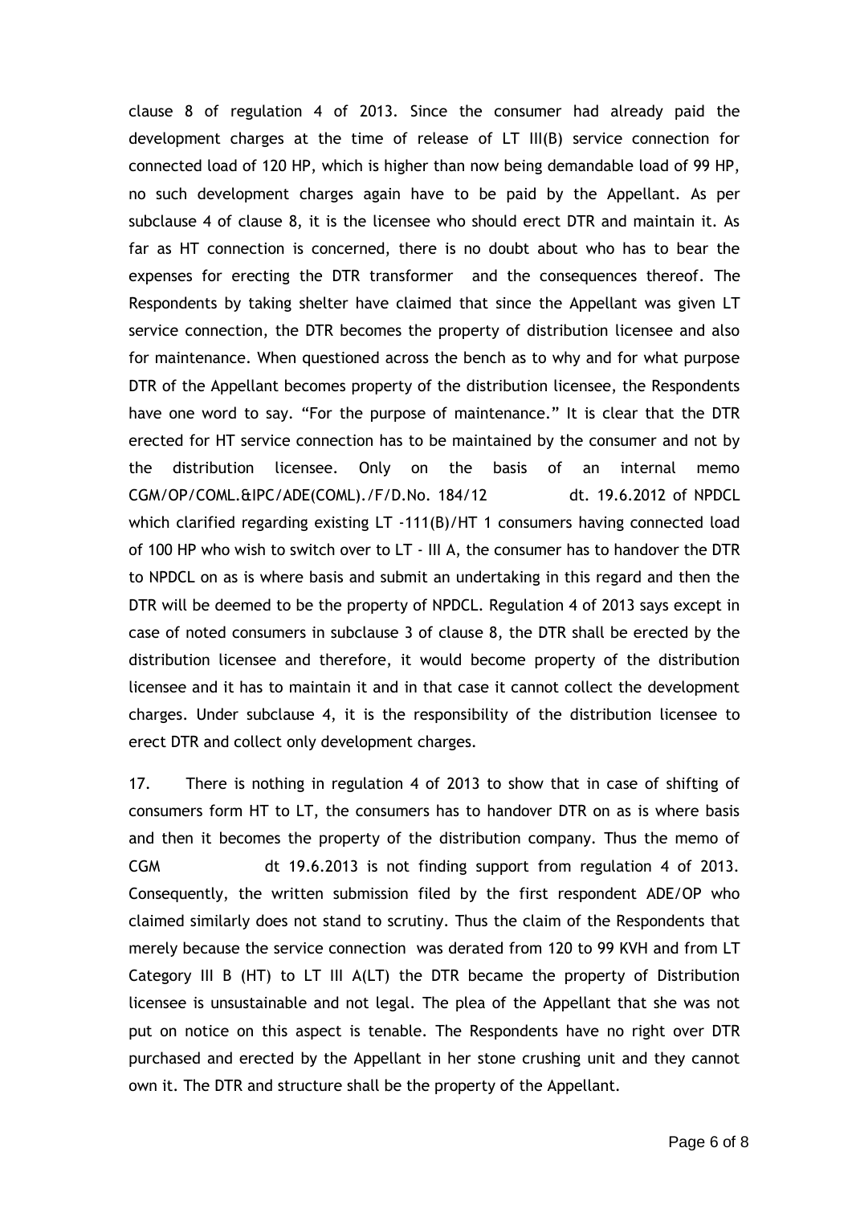clause 8 of regulation 4 of 2013. Since the consumer had already paid the development charges at the time of release of LT III(B) service connection for connected load of 120 HP, which is higher than now being demandable load of 99 HP, no such development charges again have to be paid by the Appellant. As per subclause 4 of clause 8, it is the licensee who should erect DTR and maintain it. As far as HT connection is concerned, there is no doubt about who has to bear the expenses for erecting the DTR transformer and the consequences thereof. The Respondents by taking shelter have claimed that since the Appellant was given LT service connection, the DTR becomes the property of distribution licensee and also for maintenance. When questioned across the bench as to why and for what purpose DTR of the Appellant becomes property of the distribution licensee, the Respondents have one word to say. "For the purpose of maintenance." It is clear that the DTR erected for HT service connection has to be maintained by the consumer and not by the distribution licensee. Only on the basis of an internal memo CGM/OP/COML.&IPC/ADE(COML)./F/D.No. 184/12 dt. 19.6.2012 of NPDCL which clarified regarding existing LT -111(B)/HT 1 consumers having connected load of 100 HP who wish to switch over to LT - III A, the consumer has to handover the DTR to NPDCL on as is where basis and submit an undertaking in this regard and then the DTR will be deemed to be the property of NPDCL. Regulation 4 of 2013 says except in case of noted consumers in subclause 3 of clause 8, the DTR shall be erected by the distribution licensee and therefore, it would become property of the distribution licensee and it has to maintain it and in that case it cannot collect the development charges. Under subclause 4, it is the responsibility of the distribution licensee to erect DTR and collect only development charges.

17. There is nothing in regulation 4 of 2013 to show that in case of shifting of consumers form HT to LT, the consumers has to handover DTR on as is where basis and then it becomes the property of the distribution company. Thus the memo of CGM dt 19.6.2013 is not finding support from regulation 4 of 2013. Consequently, the written submission filed by the first respondent ADE/OP who claimed similarly does not stand to scrutiny. Thus the claim of the Respondents that merely because the service connection was derated from 120 to 99 KVH and from LT Category III B (HT) to LT III A(LT) the DTR became the property of Distribution licensee is unsustainable and not legal. The plea of the Appellant that she was not put on notice on this aspect is tenable. The Respondents have no right over DTR purchased and erected by the Appellant in her stone crushing unit and they cannot own it. The DTR and structure shall be the property of the Appellant.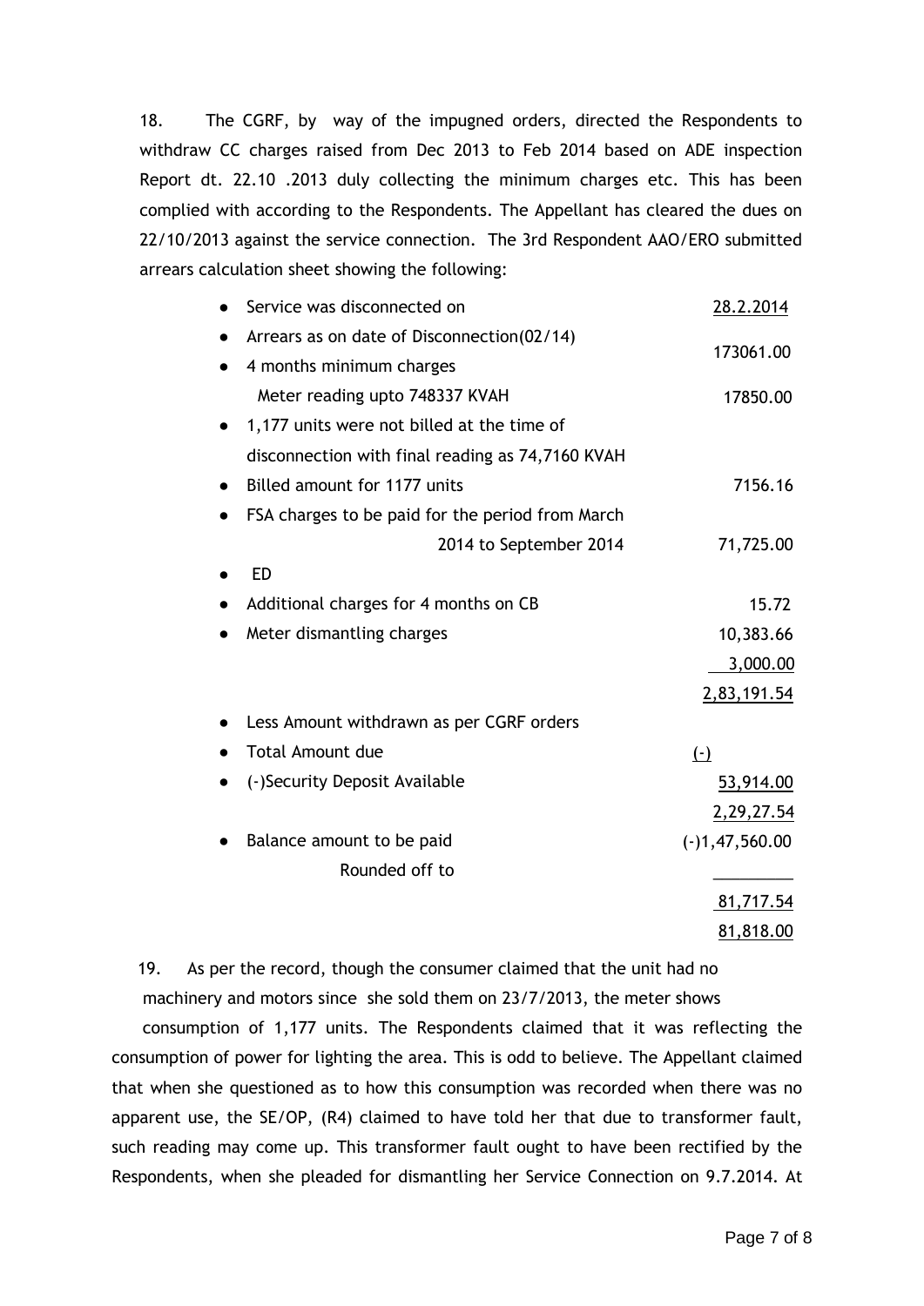18. The CGRF, by way of the impugned orders, directed the Respondents to withdraw CC charges raised from Dec 2013 to Feb 2014 based on ADE inspection Report dt. 22.10 .2013 duly collecting the minimum charges etc. This has been complied with according to the Respondents. The Appellant has cleared the dues on 22/10/2013 against the service connection. The 3rd Respondent AAO/ERO submitted arrears calculation sheet showing the following:

| | |
|---|---|
| • Service was disconnected on | 28.2.2014 |
| • Arrears as on date of Disconnection(02/14) | 173061.00 |
| • 4 months minimum charges | |
| Meter reading upto 748337 KVAH | 17850.00 |
| • 1,177 units were not billed at the time of disconnection with final reading as 74,7160 KVAH | |
| • Billed amount for 1177 units | 7156.16 |
| • FSA charges to be paid for the period from March 2014 to September 2014 | 71,725.00 |
| • ED | |
| • Additional charges for 4 months on CB | 15.72 |
| • Meter dismantling charges | 10,383.66 |
| | 3,000.00 |
| | 2,83,191.54 |
| • Less Amount withdrawn as per CGRF orders | |
| • Total Amount due | (-) |
| • (-)Security Deposit Available | 53,914.00 |
| | 2,29,27.54 |
| • Balance amount to be paid | (-)1,47,560.00 |
| Rounded off to | |
| | 81,717.54 |
| | 81,818.00 |

19. As per the record, though the consumer claimed that the unit had no machinery and motors since she sold them on 23/7/2013, the meter shows consumption of 1,177 units. The Respondents claimed that it was reflecting the consumption of power for lighting the area. This is odd to believe. The Appellant claimed that when she questioned as to how this consumption was recorded when there was no apparent use, the SE/OP, (R4) claimed to have told her that due to transformer fault, such reading may come up. This transformer fault ought to have been rectified by the Respondents, when she pleaded for dismantling her Service Connection on 9.7.2014. At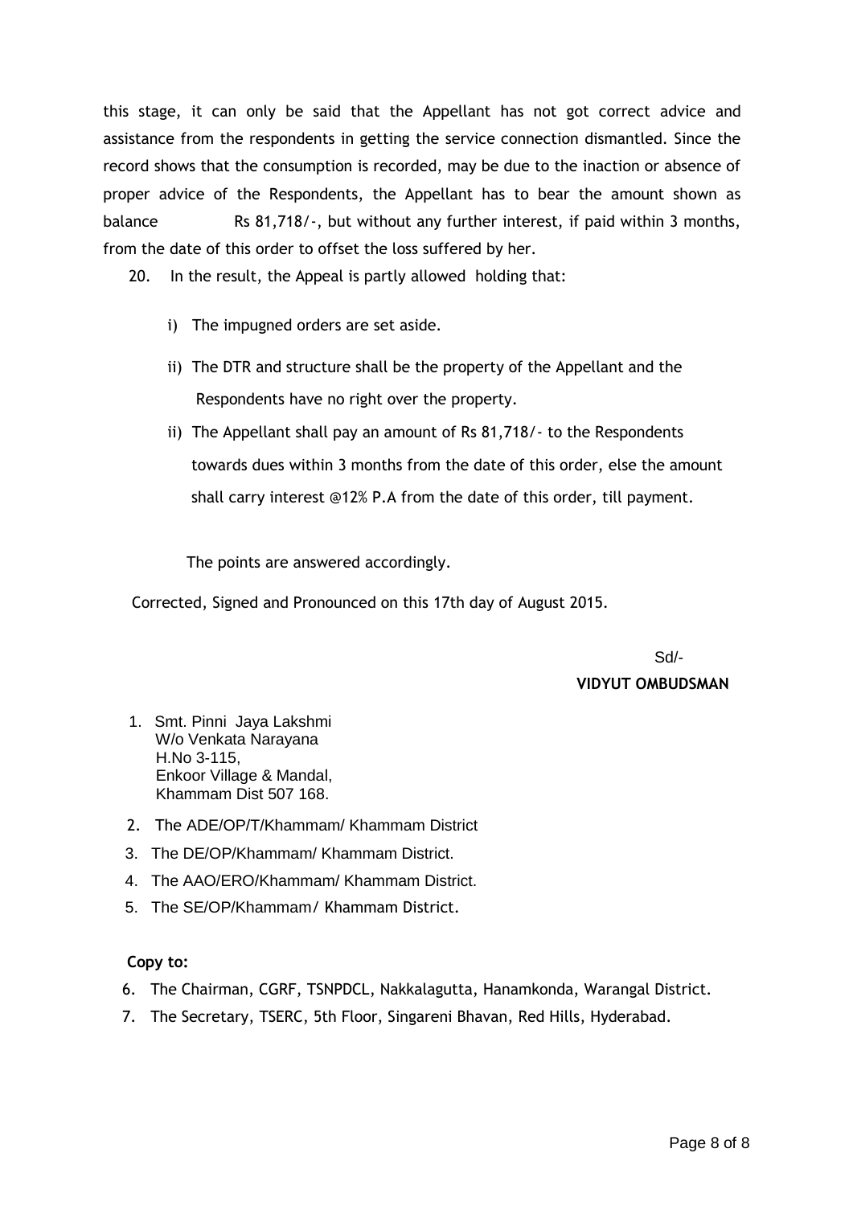this stage, it can only be said that the Appellant has not got correct advice and assistance from the respondents in getting the service connection dismantled. Since the record shows that the consumption is recorded, may be due to the inaction or absence of proper advice of the Respondents, the Appellant has to bear the amount shown as balance Rs 81,718/-, but without any further interest, if paid within 3 months, from the date of this order to offset the loss suffered by her.

20. In the result, the Appeal is partly allowed holding that:

i) The impugned orders are set aside.

ii) The DTR and structure shall be the property of the Appellant and the Respondents have no right over the property.

ii) The Appellant shall pay an amount of Rs 81,718/- to the Respondents towards dues within 3 months from the date of this order, else the amount shall carry interest @12% P.A from the date of this order, till payment.

The points are answered accordingly.

Corrected, Signed and Pronounced on this 17th day of August 2015.

Sd/-
**VIDYUT OMBUDSMAN**

1. Smt. Pinni Jaya Lakshmi
   W/o Venkata Narayana
   H.No 3-115,
   Enkoor Village & Mandal,
   Khammam Dist 507 168.
2. The ADE/OP/T/Khammam/ Khammam District
3. The DE/OP/Khammam/ Khammam District.
4. The AAO/ERO/Khammam/ Khammam District.
5. The SE/OP/Khammam/ Khammam District.

**Copy to:**

6. The Chairman, CGRF, TSNPDCL, Nakkalagutta, Hanamkonda, Warangal District.
7. The Secretary, TSERC, 5th Floor, Singareni Bhavan, Red Hills, Hyderabad.